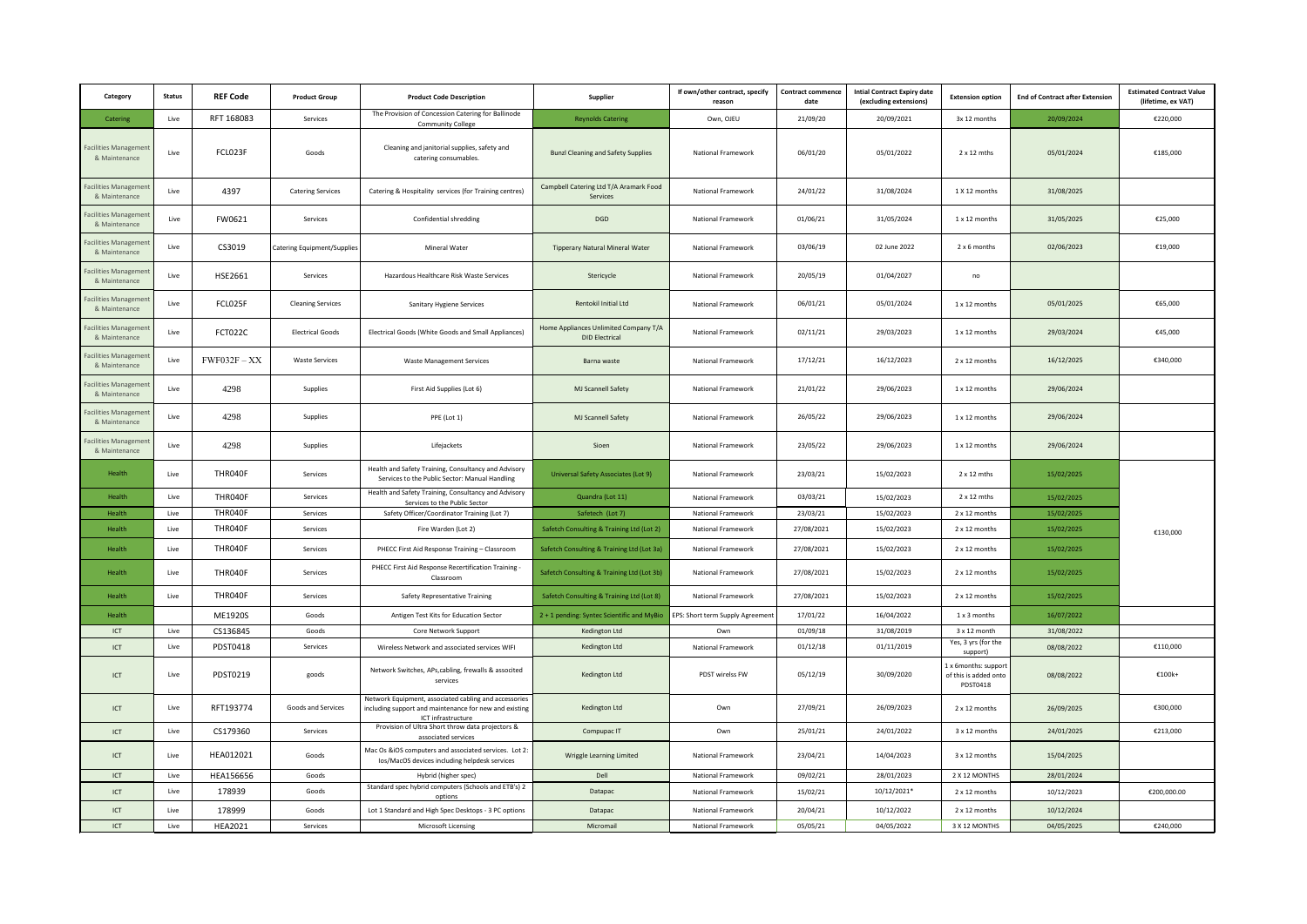| Category | Status | REF Code | Product Group | Product Code Description | Supplier | If own/other contract, specify reason | Contract commence date | Intial Contract Expiry date (excluding extensions) | Extension option | End of Contract after Extension | Estimated Contract Value (lifetime, ex VAT) |
|---|---|---|---|---|---|---|---|---|---|---|---|
| Catering | Live | RFT 168083 | Services | The Provision of Concession Catering for Ballinode Community College | Reynolds Catering | Own, OJEU | 21/09/20 | 20/09/2021 | 3x 12 months | 20/09/2024 | €220,000 |
| Facilities Management & Maintenance | Live | FCL023F | Goods | Cleaning and janitorial supplies, safety and catering consumables. | Bunzl Cleaning and Safety Supplies | National Framework | 06/01/20 | 05/01/2022 | 2 x 12 mths | 05/01/2024 | €185,000 |
| Facilities Management & Maintenance | Live | 4397 | Catering Services | Catering & Hospitality services (for Training centres) | Campbell Catering Ltd T/A Aramark Food Services | National Framework | 24/01/22 | 31/08/2024 | 1 X 12 months | 31/08/2025 | |
| Facilities Management & Maintenance | Live | FW0621 | Services | Confidential shredding | DGD | National Framework | 01/06/21 | 31/05/2024 | 1 x 12 months | 31/05/2025 | €25,000 |
| Facilities Management & Maintenance | Live | CS3019 | Catering Equipment/Supplies | Mineral Water | Tipperary Natural Mineral Water | National Framework | 03/06/19 | 02 June 2022 | 2 x 6 months | 02/06/2023 | €19,000 |
| Facilities Management & Maintenance | Live | HSE2661 | Services | Hazardous Healthcare Risk Waste Services | Stericycle | National Framework | 20/05/19 | 01/04/2027 | no | | |
| Facilities Management & Maintenance | Live | FCL025F | Cleaning Services | Sanitary Hygiene Services | Rentokil Initial Ltd | National Framework | 06/01/21 | 05/01/2024 | 1 x 12 months | 05/01/2025 | €65,000 |
| Facilities Management & Maintenance | Live | FCT022C | Electrical Goods | Electrical Goods (White Goods and Small Appliances) | Home Appliances Unlimited Company T/A DID Electrical | National Framework | 02/11/21 | 29/03/2023 | 1 x 12 months | 29/03/2024 | €45,000 |
| Facilities Management & Maintenance | Live | FWF032F – XX | Waste Services | Waste Management Services | Barna waste | National Framework | 17/12/21 | 16/12/2023 | 2 x 12 months | 16/12/2025 | €340,000 |
| Facilities Management & Maintenance | Live | 4298 | Supplies | First Aid Supplies (Lot 6) | MJ Scannell Safety | National Framework | 21/01/22 | 29/06/2023 | 1 x 12 months | 29/06/2024 | |
| Facilities Management & Maintenance | Live | 4298 | Supplies | PPE (Lot 1) | MJ Scannell Safety | National Framework | 26/05/22 | 29/06/2023 | 1 x 12 months | 29/06/2024 | |
| Facilities Management & Maintenance | Live | 4298 | Supplies | Lifejackets | Sioen | National Framework | 23/05/22 | 29/06/2023 | 1 x 12 months | 29/06/2024 | |
| Health | Live | THR040F | Services | Health and Safety Training, Consultancy and Advisory Services to the Public Sector: Manual Handling | Universal Safety Associates (Lot 9) | National Framework | 23/03/21 | 15/02/2023 | 2 x 12 mths | 15/02/2025 | €130,000 |
| Health | Live | THR040F | Services | Health and Safety Training, Consultancy and Advisory Services to the Public Sector | Quandra (Lot 11) | National Framework | 03/03/21 | 15/02/2023 | 2 x 12 mths | 15/02/2025 | |
| Health | Live | THR040F | Services | Safety Officer/Coordinator Training (Lot 7) | Safetech (Lot 7) | National Framework | 23/03/21 | 15/02/2023 | 2 x 12 months | 15/02/2025 | |
| Health | Live | THR040F | Services | Fire Warden (Lot 2) | Safetech Consulting & Training Ltd (Lot 2) | National Framework | 27/08/2021 | 15/02/2023 | 2 x 12 months | 15/02/2025 | |
| Health | Live | THR040F | Services | PHECC First Aid Response Training – Classroom | Safetech Consulting & Training Ltd (Lot 3a) | National Framework | 27/08/2021 | 15/02/2023 | 2 x 12 months | 15/02/2025 | |
| Health | Live | THR040F | Services | PHECC First Aid Response Recertification Training - Classroom | Safetech Consulting & Training Ltd (Lot 3b) | National Framework | 27/08/2021 | 15/02/2023 | 2 x 12 months | 15/02/2025 | |
| Health | Live | THR040F | Services | Safety Representative Training | Safetech Consulting & Training Ltd (Lot 8) | National Framework | 27/08/2021 | 15/02/2023 | 2 x 12 months | 15/02/2025 | |
| Health | | ME1920S | Goods | Antigen Test Kits for Education Sector | 2 + 1 pending: Syntec Scientific and MyBio | EPS: Short term Supply Agreement | 17/01/22 | 16/04/2022 | 1 x 3 months | 16/07/2022 | |
| ICT | Live | CS136845 | Goods | Core Network Support | Kedington Ltd | Own | 01/09/18 | 31/08/2019 | 3 x 12 month | 31/08/2022 | |
| ICT | Live | PDST0418 | Services | Wireless Network and associated services WIFI | Kedington Ltd | National Framework | 01/12/18 | 01/11/2019 | Yes, 3 yrs (for the support) | 08/08/2022 | €110,000 |
| ICT | Live | PDST0219 | goods | Network Switches, APs,cabling, frewalls & associted services | Kedington Ltd | PDST wirelss FW | 05/12/19 | 30/09/2020 | 1 x 6months: support of this is added onto PDST0418 | 08/08/2022 | €100k+ |
| ICT | Live | RFT193774 | Goods and Services | Network Equipment, associated cabling and accessories including support and maintenance for new and existing ICT infrastructure | Kedington Ltd | Own | 27/09/21 | 26/09/2023 | 2 x 12 months | 26/09/2025 | €300,000 |
| ICT | Live | CS179360 | Services | Provision of Ultra Short throw data projectors & associated services | Compupac IT | Own | 25/01/21 | 24/01/2022 | 3 x 12 months | 24/01/2025 | €213,000 |
| ICT | Live | HEA012021 | Goods | Mac Os &iOS computers and associated services. Lot 2: Ios/MacOS devices including helpdesk services | Wriggle Learning Limited | National Framework | 23/04/21 | 14/04/2023 | 3 x 12 months | 15/04/2025 | |
| ICT | Live | HEA156656 | Goods | Hybrid (higher spec) | Dell | National Framework | 09/02/21 | 28/01/2023 | 2 X 12 MONTHS | 28/01/2024 | |
| ICT | Live | 178939 | Goods | Standard spec hybrid computers (Schools and ETB's) 2 options | Datapac | National Framework | 15/02/21 | 10/12/2021* | 2 x 12 months | 10/12/2023 | €200,000.00 |
| ICT | Live | 178999 | Goods | Lot 1 Standard and High Spec Desktops - 3 PC options | Datapac | National Framework | 20/04/21 | 10/12/2022 | 2 x 12 months | 10/12/2024 | |
| ICT | Live | HEA2021 | Services | Microsoft Licensing | Micromail | National Framework | 05/05/21 | 04/05/2022 | 3 X 12 MONTHS | 04/05/2025 | €240,000 |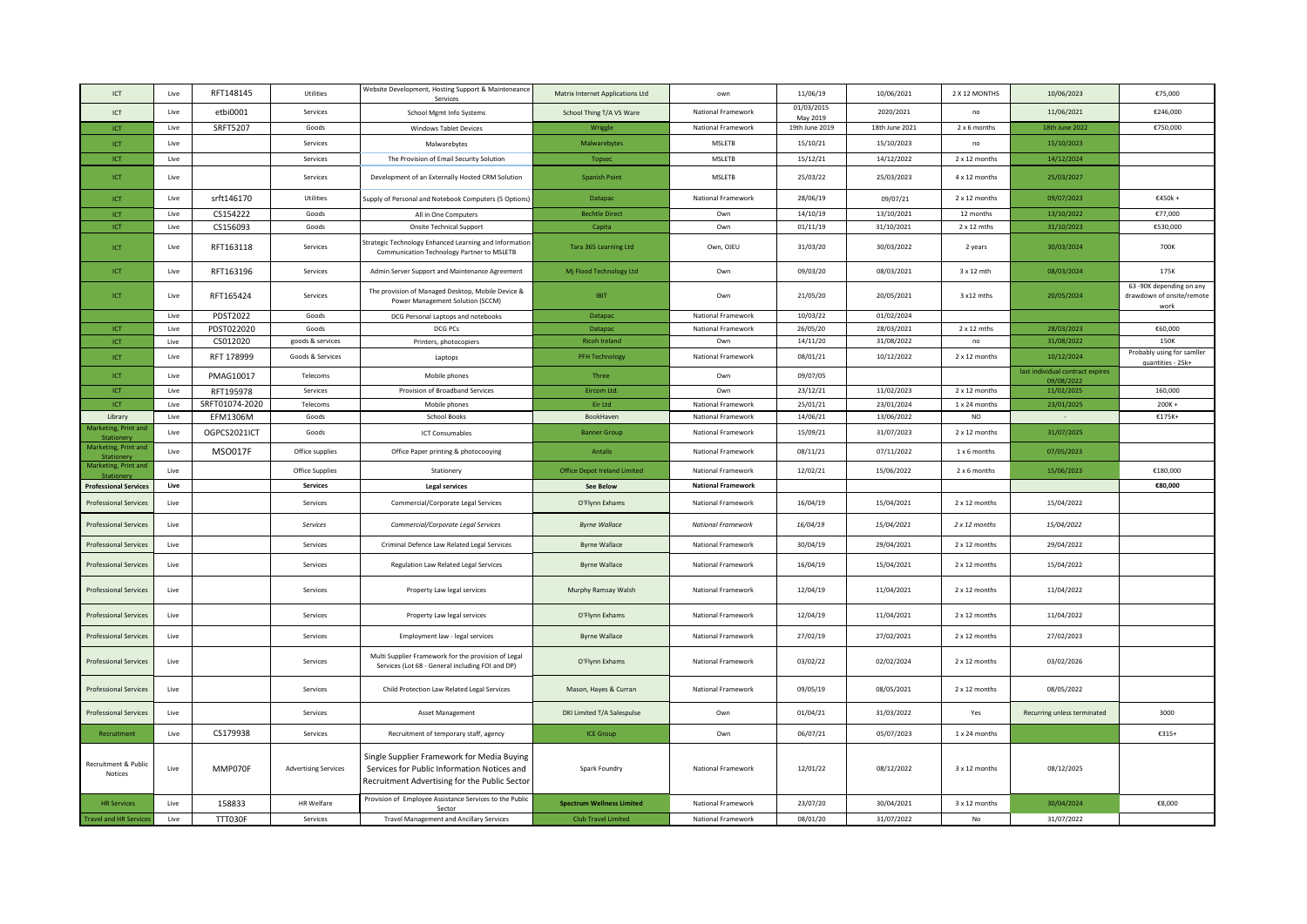| ICT | Live | RFT148145 | Utilities | Website Development, Hosting Support & Maintenance Services | Matrix Internet Applications Ltd | own | 11/06/19 | 10/06/2021 | 2 X 12 MONTHS | 10/06/2023 | €75,000 |
|---|---|---|---|---|---|---|---|---|---|---|---|
| ICT | Live | etbi0001 | Services | School Mgmt Info Systems | School Thing T/A VS Ware | National Framework | 01/03/2015 May 2019 | 2020/2021 | no | 11/06/2021 | €246,000 |
| ICT | Live | SRFT5207 | Goods | Windows Tablet Devices | Wriggle | National Framework | 19th June 2019 | 18th June 2021 | 2 x 6 months | 18th June 2022 | €750,000 |
| ICT | Live | | Services | Malwarebytes | Malwarebytes | MSLETB | 15/10/21 | 15/10/2023 | no | 15/10/2023 | |
| ICT | Live | | Services | The Provision of Email Security Solution | Topsec | MSLETB | 15/12/21 | 14/12/2022 | 2 x 12 months | 14/12/2024 | |
| ICT | Live | | Services | Development of an Externally Hosted CRM Solution | Spanish Point | MSLETB | 25/03/22 | 25/03/2023 | 4 x 12 months | 25/03/2027 | |
| ICT | Live | srft146170 | Utilities | Supply of Personal and Notebook Computers (5 Options) | Datapac | National Framework | 28/06/19 | 09/07/21 | 2 x 12 months | 09/07/2023 | €450k + |
| ICT | Live | CS154222 | Goods | All in One Computers | Bechtle Direct | Own | 14/10/19 | 13/10/2021 | 12 months | 13/10/2022 | €77,000 |
| ICT | Live | CS156093 | Goods | Onsite Technical Support | Capita | Own | 01/11/19 | 31/10/2021 | 2 x 12 mths | 31/10/2023 | €530,000 |
| ICT | Live | RFT163118 | Services | Strategic Technology Enhanced Learning and Information Communication Technology Partner to MSLETB | Tara 365 Learning Ltd | Own, OJEU | 31/03/20 | 30/03/2022 | 2 years | 30/03/2024 | 700K |
| ICT | Live | RFT163196 | Services | Admin Server Support and Maintenance Agreement | Mj Flood Technology Ltd | Own | 09/03/20 | 08/03/2021 | 3 x 12 mth | 08/03/2024 | 175K |
| ICT | Live | RFT165424 | Services | The provision of Managed Desktop, Mobile Device & Power Management Solution (SCCM) | IBIT | Own | 21/05/20 | 20/05/2021 | 3 x12 mths | 20/05/2024 | 63 -90K depending on any drawdown of onsite/remote work |
| | Live | PDST2022 | Goods | DCG Personal Laptops and notebooks | Datapac | National Framework | 10/03/22 | 01/02/2024 | | | |
| ICT | Live | PDST022020 | Goods | DCG PCs | Datapac | National Framework | 26/05/20 | 28/03/2021 | 2 x 12 mths | 28/03/2023 | €60,000 |
| ICT | Live | CS012020 | goods & services | Printers, photocopiers | Ricoh Ireland | Own | 14/11/20 | 31/08/2022 | no | 31/08/2022 | 150K |
| ICT | Live | RFT 178999 | Goods & Services | Laptops | PFH Technology | National Framework | 08/01/21 | 10/12/2022 | 2 x 12 months | 10/12/2024 | Probably using for samller quantities - 25k+ |
| ICT | Live | PMAG10017 | Telecoms | Mobile phones | Three | Own | 09/07/05 | | | last individual contract expires 09/08/2022 | |
| ICT | Live | RFT195978 | Services | Provision of Broadband Services | Eircom Ltd. | Own | 23/12/21 | 11/02/2023 | 2 x 12 months | 11/02/2025 | 160,000 |
| ICT | Live | SRFT01074-2020 | Telecoms | Mobile phones | Eir Ltd | National Framework | 25/01/21 | 23/01/2024 | 1 x 24 months | 23/01/2025 | 200K + |
| Library | Live | EFM1306M | Goods | School Books | BookHaven | National Framework | 14/06/21 | 13/06/2022 | NO | - | €175K+ |
| Marketing, Print and Stationery | Live | OGPCS2021ICT | Goods | ICT Consumables | Banner Group | National Framework | 15/09/21 | 31/07/2023 | 2 x 12 months | 31/07/2025 | |
| Marketing, Print and Stationery | Live | MSO017F | Office supplies | Office Paper printing & photocooying | Antalis | National Framework | 08/11/21 | 07/11/2022 | 1 x 6 months | 07/05/2023 | |
| Marketing, Print and Stationery | Live | | Office Supplies | Stationery | Office Depot Ireland Limited | National Framework | 12/02/21 | 15/06/2022 | 2 x 6 months | 15/06/2023 | €180,000 |
| **Professional Services** | **Live** | | **Services** | **Legal services** | **See Below** | **National Framework** | | | | | **€80,000** |
| Professional Services | Live | | Services | Commercial/Corporate Legal Services | O'Flynn Exhams | National Framework | 16/04/19 | 15/04/2021 | 2 x 12 months | 15/04/2022 | |
| Professional Services | Live | | *Services* | *Commercial/Corporate Legal Services* | *Byrne Wallace* | *National Framework* | *16/04/19* | *15/04/2021* | *2 x 12 months* | *15/04/2022* | |
| Professional Services | Live | | Services | Criminal Defence Law Related Legal Services | Byrne Wallace | National Framework | 30/04/19 | 29/04/2021 | 2 x 12 months | 29/04/2022 | |
| Professional Services | Live | | Services | Regulation Law Related Legal Services | Byrne Wallace | National Framework | 16/04/19 | 15/04/2021 | 2 x 12 months | 15/04/2022 | |
| Professional Services | Live | | Services | Property Law legal services | Murphy Ramsay Walsh | National Framework | 12/04/19 | 11/04/2021 | 2 x 12 months | 11/04/2022 | |
| Professional Services | Live | | Services | Property Law legal services | O'Flynn Exhams | National Framework | 12/04/19 | 11/04/2021 | 2 x 12 months | 11/04/2022 | |
| Professional Services | Live | | Services | Employment law - legal services | Byrne Wallace | National Framework | 27/02/19 | 27/02/2021 | 2 x 12 months | 27/02/2023 | |
| Professional Services | Live | | Services | Multi Supplier Framework for the provision of Legal Services (Lot 6B - General including FOI and DP) | O'Flynn Exhams | National Framework | 03/02/22 | 02/02/2024 | 2 x 12 months | 03/02/2026 | |
| Professional Services | Live | | Services | Child Protection Law Related Legal Services | Mason, Hayes & Curran | National Framework | 09/05/19 | 08/05/2021 | 2 x 12 months | 08/05/2022 | |
| Professional Services | Live | | Services | Asset Management | DKI Limited T/A Salespulse | Own | 01/04/21 | 31/03/2022 | Yes | Recurring unless terminated | 3000 |
| Recruitment | Live | CS179938 | Services | Recruitment of temporary staff, agency | ICE Group | Own | 06/07/21 | 05/07/2023 | 1 x 24 months | | €315+ |
| Recruitment & Public Notices | Live | MMP070F | Advertising Services | Single Supplier Framework for Media Buying Services for Public Information Notices and Recruitment Advertising for the Public Sector | Spark Foundry | National Framework | 12/01/22 | 08/12/2022 | 3 x 12 months | 08/12/2025 | |
| HR Services | Live | 158833 | HR Welfare | Provision of Employee Assistance Services to the Public Sector | Spectrum Wellness Limited | National Framework | 23/07/20 | 30/04/2021 | 3 x 12 months | 30/04/2024 | €8,000 |
| Travel and HR Services | Live | TTT030F | Services | Travel Management and Ancillary Services | Club Travel Limited | National Framework | 08/01/20 | 31/07/2022 | No | 31/07/2022 | |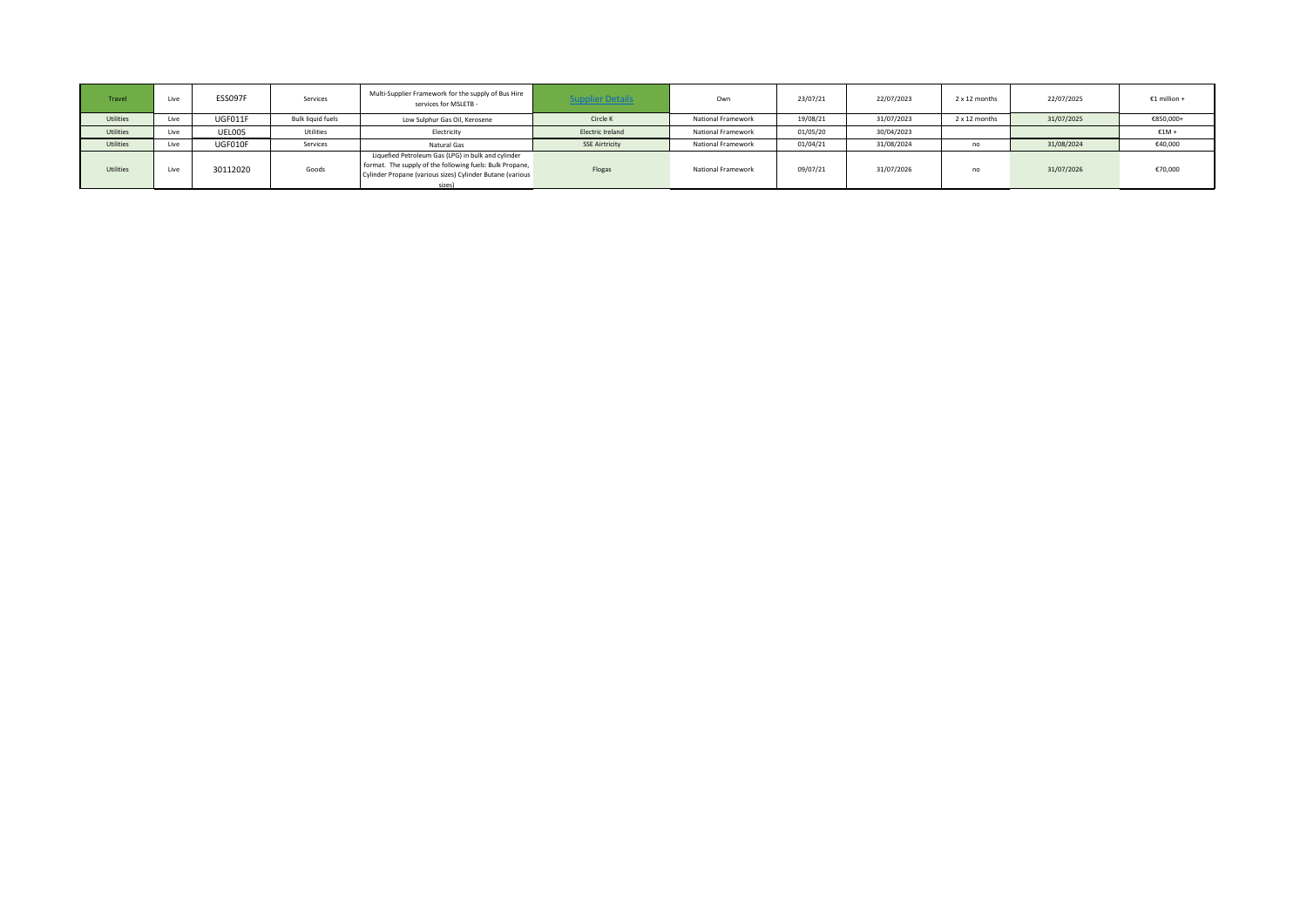| | | | | | | | | | | | |
|---|---|---|---|---|---|---|---|---|---|---|---|
| Travel | Live | ESS097F | Services | Multi-Supplier Framework for the supply of Bus Hire services for MSLETB - | Supplier Details | Own | 23/07/21 | 22/07/2023 | 2 x 12 months | 22/07/2025 | €1 million + |
| Utilities | Live | UGF011F | Bulk liquid fuels | Low Sulphur Gas Oil, Kerosene | Circle K | National Framework | 19/08/21 | 31/07/2023 | 2 x 12 months | 31/07/2025 | €850,000+ |
| Utilities | Live | UEL005 | Utilities | Electricity | Electric Ireland | National Framework | 01/05/20 | 30/04/2023 | | | €1M + |
| Utilities | Live | UGF010F | Services | Natural Gas | SSE Airtricity | National Framework | 01/04/21 | 31/08/2024 | no | 31/08/2024 | €40,000 |
| Utilities | Live | 30112020 | Goods | Liquefied Petroleum Gas (LPG) in bulk and cylinder format. The supply of the following fuels: Bulk Propane, Cylinder Propane (various sizes) Cylinder Butane (various sizes) | Flogas | National Framework | 09/07/21 | 31/07/2026 | no | 31/07/2026 | €70,000 |